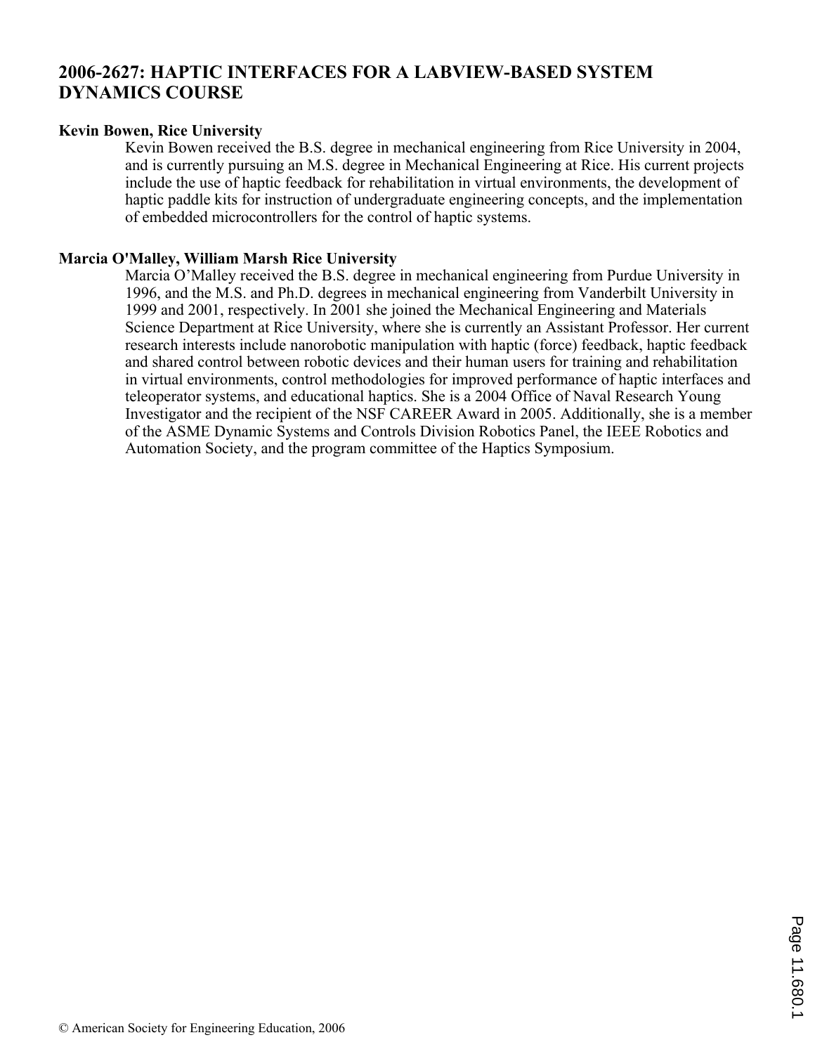# 2006-2627: HAPTIC INTERFACES FOR A LABVIEW-BASED SYSTEM DYNAMICS COURSE

**Kevin Bowen, Rice University**

Kevin Bowen received the B.S. degree in mechanical engineering from Rice University in 2004, and is currently pursuing an M.S. degree in Mechanical Engineering at Rice. His current projects include the use of haptic feedback for rehabilitation in virtual environments, the development of haptic paddle kits for instruction of undergraduate engineering concepts, and the implementation of embedded microcontrollers for the control of haptic systems.

**Marcia O'Malley, William Marsh Rice University**

Marcia O'Malley received the B.S. degree in mechanical engineering from Purdue University in 1996, and the M.S. and Ph.D. degrees in mechanical engineering from Vanderbilt University in 1999 and 2001, respectively. In 2001 she joined the Mechanical Engineering and Materials Science Department at Rice University, where she is currently an Assistant Professor. Her current research interests include nanorobotic manipulation with haptic (force) feedback, haptic feedback and shared control between robotic devices and their human users for training and rehabilitation in virtual environments, control methodologies for improved performance of haptic interfaces and teleoperator systems, and educational haptics. She is a 2004 Office of Naval Research Young Investigator and the recipient of the NSF CAREER Award in 2005. Additionally, she is a member of the ASME Dynamic Systems and Controls Division Robotics Panel, the IEEE Robotics and Automation Society, and the program committee of the Haptics Symposium.

© American Society for Engineering Education, 2006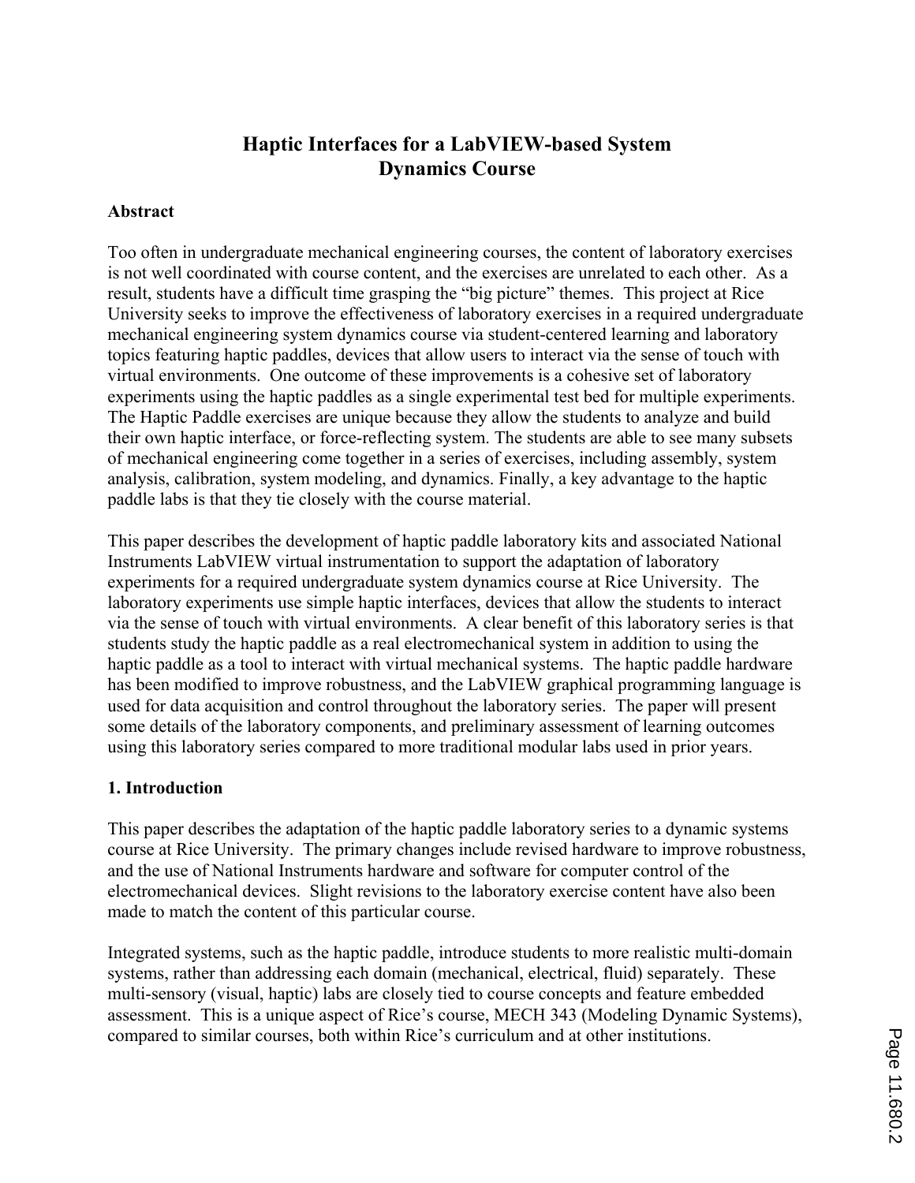# Haptic Interfaces for a LabVIEW-based System Dynamics Course

## Abstract

Too often in undergraduate mechanical engineering courses, the content of laboratory exercises is not well coordinated with course content, and the exercises are unrelated to each other. As a result, students have a difficult time grasping the "big picture" themes. This project at Rice University seeks to improve the effectiveness of laboratory exercises in a required undergraduate mechanical engineering system dynamics course via student-centered learning and laboratory topics featuring haptic paddles, devices that allow users to interact via the sense of touch with virtual environments. One outcome of these improvements is a cohesive set of laboratory experiments using the haptic paddles as a single experimental test bed for multiple experiments. The Haptic Paddle exercises are unique because they allow the students to analyze and build their own haptic interface, or force-reflecting system. The students are able to see many subsets of mechanical engineering come together in a series of exercises, including assembly, system analysis, calibration, system modeling, and dynamics. Finally, a key advantage to the haptic paddle labs is that they tie closely with the course material.

This paper describes the development of haptic paddle laboratory kits and associated National Instruments LabVIEW virtual instrumentation to support the adaptation of laboratory experiments for a required undergraduate system dynamics course at Rice University. The laboratory experiments use simple haptic interfaces, devices that allow the students to interact via the sense of touch with virtual environments. A clear benefit of this laboratory series is that students study the haptic paddle as a real electromechanical system in addition to using the haptic paddle as a tool to interact with virtual mechanical systems. The haptic paddle hardware has been modified to improve robustness, and the LabVIEW graphical programming language is used for data acquisition and control throughout the laboratory series. The paper will present some details of the laboratory components, and preliminary assessment of learning outcomes using this laboratory series compared to more traditional modular labs used in prior years.

## 1. Introduction

This paper describes the adaptation of the haptic paddle laboratory series to a dynamic systems course at Rice University. The primary changes include revised hardware to improve robustness, and the use of National Instruments hardware and software for computer control of the electromechanical devices. Slight revisions to the laboratory exercise content have also been made to match the content of this particular course.

Integrated systems, such as the haptic paddle, introduce students to more realistic multi-domain systems, rather than addressing each domain (mechanical, electrical, fluid) separately. These multi-sensory (visual, haptic) labs are closely tied to course concepts and feature embedded assessment. This is a unique aspect of Rice's course, MECH 343 (Modeling Dynamic Systems), compared to similar courses, both within Rice's curriculum and at other institutions.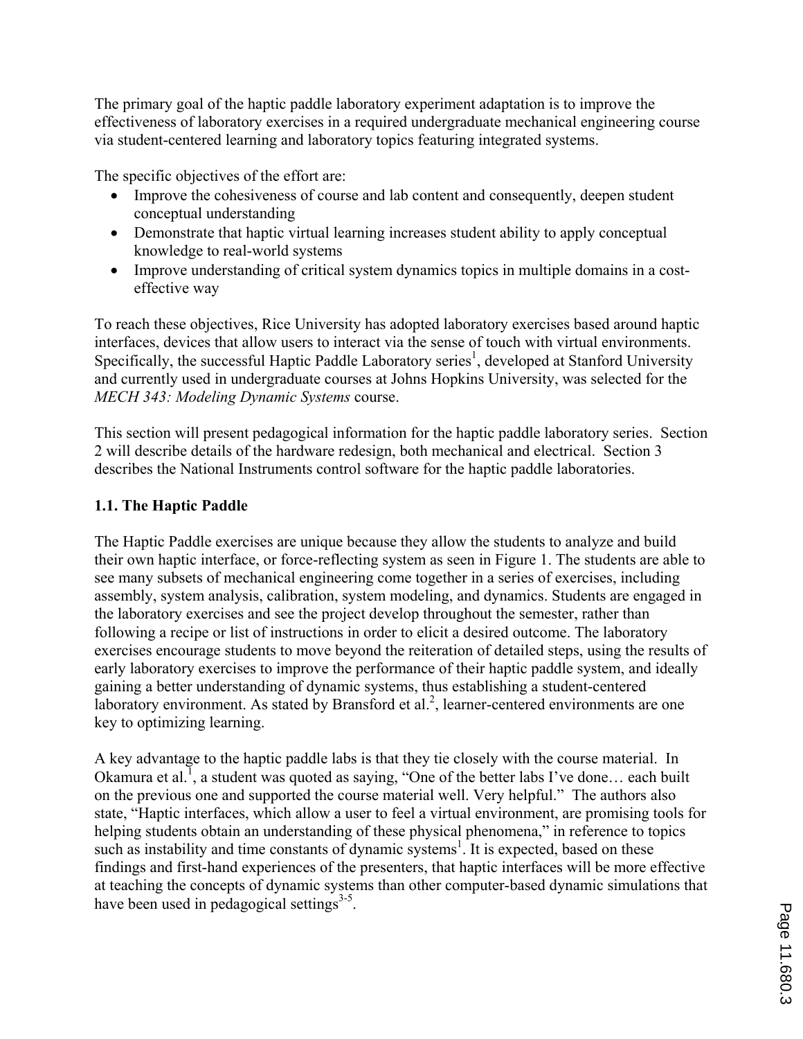The primary goal of the haptic paddle laboratory experiment adaptation is to improve the effectiveness of laboratory exercises in a required undergraduate mechanical engineering course via student-centered learning and laboratory topics featuring integrated systems.

The specific objectives of the effort are:

- Improve the cohesiveness of course and lab content and consequently, deepen student conceptual understanding
- Demonstrate that haptic virtual learning increases student ability to apply conceptual knowledge to real-world systems
- Improve understanding of critical system dynamics topics in multiple domains in a cost-effective way

To reach these objectives, Rice University has adopted laboratory exercises based around haptic interfaces, devices that allow users to interact via the sense of touch with virtual environments. Specifically, the successful Haptic Paddle Laboratory series[1], developed at Stanford University and currently used in undergraduate courses at Johns Hopkins University, was selected for the *MECH 343: Modeling Dynamic Systems* course.

This section will present pedagogical information for the haptic paddle laboratory series. Section 2 will describe details of the hardware redesign, both mechanical and electrical. Section 3 describes the National Instruments control software for the haptic paddle laboratories.

## 1.1. The Haptic Paddle

The Haptic Paddle exercises are unique because they allow the students to analyze and build their own haptic interface, or force-reflecting system as seen in Figure 1. The students are able to see many subsets of mechanical engineering come together in a series of exercises, including assembly, system analysis, calibration, system modeling, and dynamics. Students are engaged in the laboratory exercises and see the project develop throughout the semester, rather than following a recipe or list of instructions in order to elicit a desired outcome. The laboratory exercises encourage students to move beyond the reiteration of detailed steps, using the results of early laboratory exercises to improve the performance of their haptic paddle system, and ideally gaining a better understanding of dynamic systems, thus establishing a student-centered laboratory environment. As stated by Bransford et al.[2], learner-centered environments are one key to optimizing learning.

A key advantage to the haptic paddle labs is that they tie closely with the course material. In Okamura et al.[1], a student was quoted as saying, "One of the better labs I've done… each built on the previous one and supported the course material well. Very helpful." The authors also state, "Haptic interfaces, which allow a user to feel a virtual environment, are promising tools for helping students obtain an understanding of these physical phenomena," in reference to topics such as instability and time constants of dynamic systems[1]. It is expected, based on these findings and first-hand experiences of the presenters, that haptic interfaces will be more effective at teaching the concepts of dynamic systems than other computer-based dynamic simulations that have been used in pedagogical settings[3-5].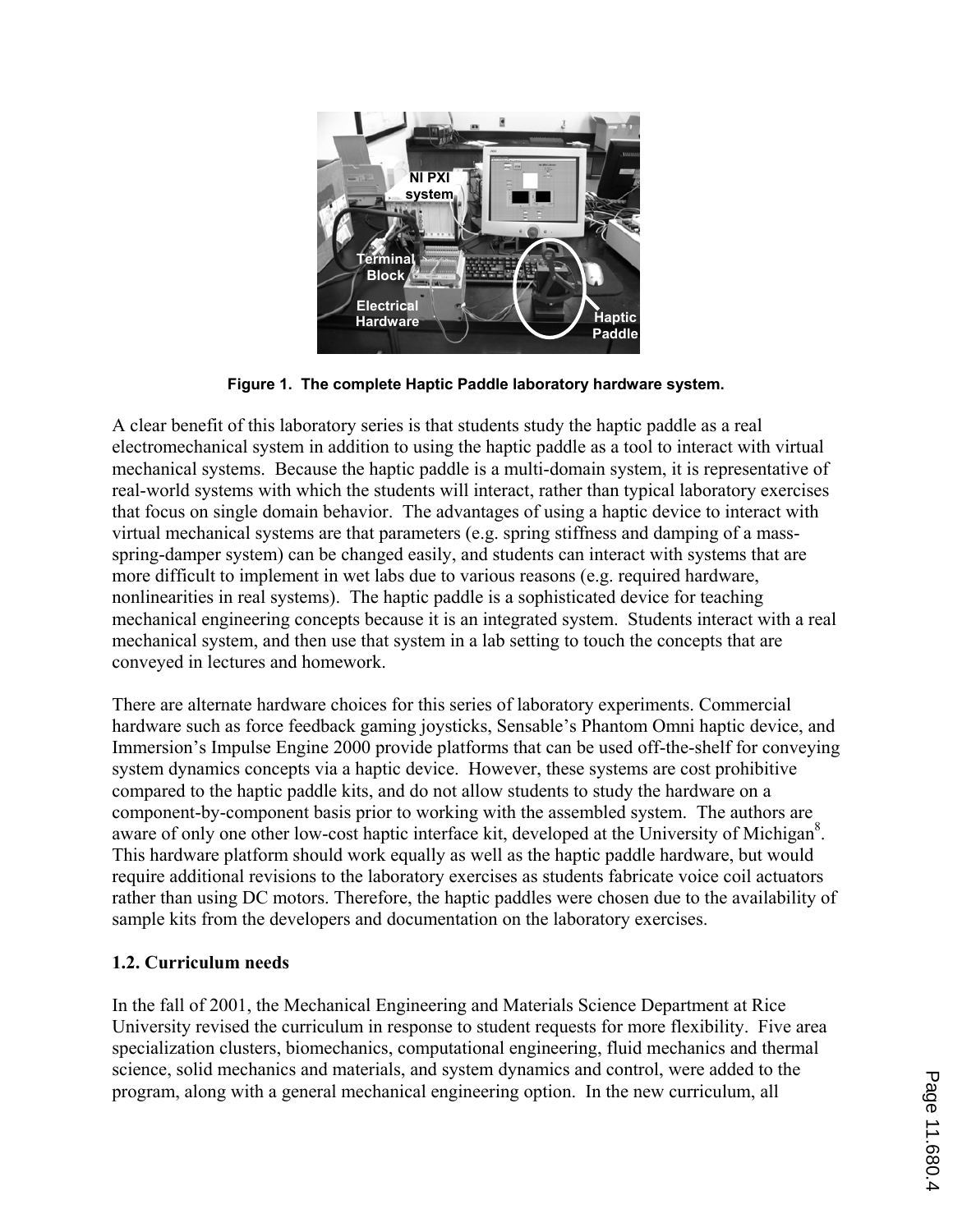**Figure 1. The complete Haptic Paddle laboratory hardware system.**

A clear benefit of this laboratory series is that students study the haptic paddle as a real electromechanical system in addition to using the haptic paddle as a tool to interact with virtual mechanical systems. Because the haptic paddle is a multi-domain system, it is representative of real-world systems with which the students will interact, rather than typical laboratory exercises that focus on single domain behavior. The advantages of using a haptic device to interact with virtual mechanical systems are that parameters (e.g. spring stiffness and damping of a mass-spring-damper system) can be changed easily, and students can interact with systems that are more difficult to implement in wet labs due to various reasons (e.g. required hardware, nonlinearities in real systems). The haptic paddle is a sophisticated device for teaching mechanical engineering concepts because it is an integrated system. Students interact with a real mechanical system, and then use that system in a lab setting to touch the concepts that are conveyed in lectures and homework.

There are alternate hardware choices for this series of laboratory experiments. Commercial hardware such as force feedback gaming joysticks, Sensable's Phantom Omni haptic device, and Immersion's Impulse Engine 2000 provide platforms that can be used off-the-shelf for conveying system dynamics concepts via a haptic device. However, these systems are cost prohibitive compared to the haptic paddle kits, and do not allow students to study the hardware on a component-by-component basis prior to working with the assembled system. The authors are aware of only one other low-cost haptic interface kit, developed at the University of Michigan[8]. This hardware platform should work equally as well as the haptic paddle hardware, but would require additional revisions to the laboratory exercises as students fabricate voice coil actuators rather than using DC motors. Therefore, the haptic paddles were chosen due to the availability of sample kits from the developers and documentation on the laboratory exercises.

## 1.2. Curriculum needs

In the fall of 2001, the Mechanical Engineering and Materials Science Department at Rice University revised the curriculum in response to student requests for more flexibility. Five area specialization clusters, biomechanics, computational engineering, fluid mechanics and thermal science, solid mechanics and materials, and system dynamics and control, were added to the program, along with a general mechanical engineering option. In the new curriculum, all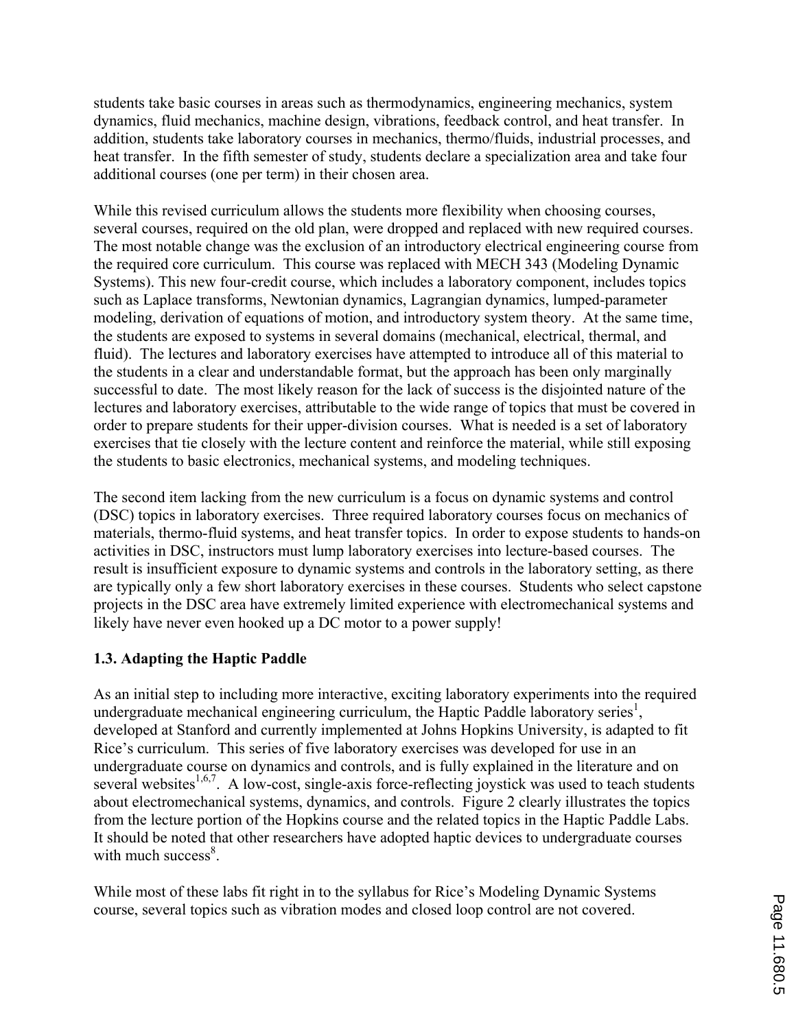students take basic courses in areas such as thermodynamics, engineering mechanics, system dynamics, fluid mechanics, machine design, vibrations, feedback control, and heat transfer. In addition, students take laboratory courses in mechanics, thermo/fluids, industrial processes, and heat transfer. In the fifth semester of study, students declare a specialization area and take four additional courses (one per term) in their chosen area.

While this revised curriculum allows the students more flexibility when choosing courses, several courses, required on the old plan, were dropped and replaced with new required courses. The most notable change was the exclusion of an introductory electrical engineering course from the required core curriculum. This course was replaced with MECH 343 (Modeling Dynamic Systems). This new four-credit course, which includes a laboratory component, includes topics such as Laplace transforms, Newtonian dynamics, Lagrangian dynamics, lumped-parameter modeling, derivation of equations of motion, and introductory system theory. At the same time, the students are exposed to systems in several domains (mechanical, electrical, thermal, and fluid). The lectures and laboratory exercises have attempted to introduce all of this material to the students in a clear and understandable format, but the approach has been only marginally successful to date. The most likely reason for the lack of success is the disjointed nature of the lectures and laboratory exercises, attributable to the wide range of topics that must be covered in order to prepare students for their upper-division courses. What is needed is a set of laboratory exercises that tie closely with the lecture content and reinforce the material, while still exposing the students to basic electronics, mechanical systems, and modeling techniques.

The second item lacking from the new curriculum is a focus on dynamic systems and control (DSC) topics in laboratory exercises. Three required laboratory courses focus on mechanics of materials, thermo-fluid systems, and heat transfer topics. In order to expose students to hands-on activities in DSC, instructors must lump laboratory exercises into lecture-based courses. The result is insufficient exposure to dynamic systems and controls in the laboratory setting, as there are typically only a few short laboratory exercises in these courses. Students who select capstone projects in the DSC area have extremely limited experience with electromechanical systems and likely have never even hooked up a DC motor to a power supply!

### 1.3. Adapting the Haptic Paddle

As an initial step to including more interactive, exciting laboratory experiments into the required undergraduate mechanical engineering curriculum, the Haptic Paddle laboratory series[1], developed at Stanford and currently implemented at Johns Hopkins University, is adapted to fit Rice's curriculum. This series of five laboratory exercises was developed for use in an undergraduate course on dynamics and controls, and is fully explained in the literature and on several websites[1,6,7]. A low-cost, single-axis force-reflecting joystick was used to teach students about electromechanical systems, dynamics, and controls. Figure 2 clearly illustrates the topics from the lecture portion of the Hopkins course and the related topics in the Haptic Paddle Labs. It should be noted that other researchers have adopted haptic devices to undergraduate courses with much success[8].

While most of these labs fit right in to the syllabus for Rice's Modeling Dynamic Systems course, several topics such as vibration modes and closed loop control are not covered.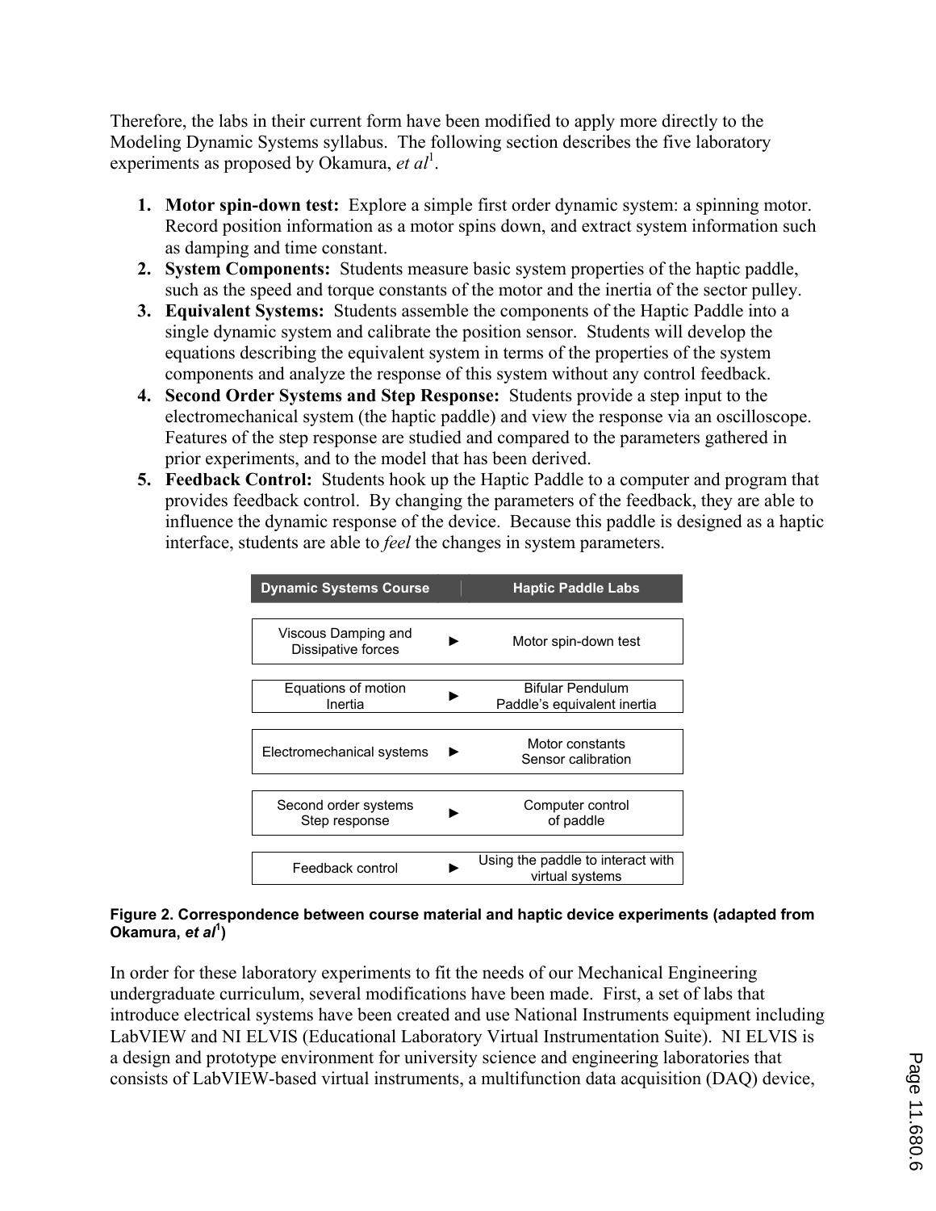Therefore, the labs in their current form have been modified to apply more directly to the Modeling Dynamic Systems syllabus. The following section describes the five laboratory experiments as proposed by Okamura, *et al*[1].

1. **Motor spin-down test:** Explore a simple first order dynamic system: a spinning motor. Record position information as a motor spins down, and extract system information such as damping and time constant.
2. **System Components:** Students measure basic system properties of the haptic paddle, such as the speed and torque constants of the motor and the inertia of the sector pulley.
3. **Equivalent Systems:** Students assemble the components of the Haptic Paddle into a single dynamic system and calibrate the position sensor. Students will develop the equations describing the equivalent system in terms of the properties of the system components and analyze the response of this system without any control feedback.
4. **Second Order Systems and Step Response:** Students provide a step input to the electromechanical system (the haptic paddle) and view the response via an oscilloscope. Features of the step response are studied and compared to the parameters gathered in prior experiments, and to the model that has been derived.
5. **Feedback Control:** Students hook up the Haptic Paddle to a computer and program that provides feedback control. By changing the parameters of the feedback, they are able to influence the dynamic response of the device. Because this paddle is designed as a haptic interface, students are able to *feel* the changes in system parameters.

| Dynamic Systems Course | | Haptic Paddle Labs |
| --- | --- | --- |
| Viscous Damping and Dissipative forces | ► | Motor spin-down test |
| Equations of motion Inertia | ► | Bifular Pendulum Paddle's equivalent inertia |
| Electromechanical systems | ► | Motor constants Sensor calibration |
| Second order systems Step response | ► | Computer control of paddle |
| Feedback control | ► | Using the paddle to interact with virtual systems |

**Figure 2. Correspondence between course material and haptic device experiments (adapted from Okamura, *et al*[1])**

In order for these laboratory experiments to fit the needs of our Mechanical Engineering undergraduate curriculum, several modifications have been made. First, a set of labs that introduce electrical systems have been created and use National Instruments equipment including LabVIEW and NI ELVIS (Educational Laboratory Virtual Instrumentation Suite). NI ELVIS is a design and prototype environment for university science and engineering laboratories that consists of LabVIEW-based virtual instruments, a multifunction data acquisition (DAQ) device,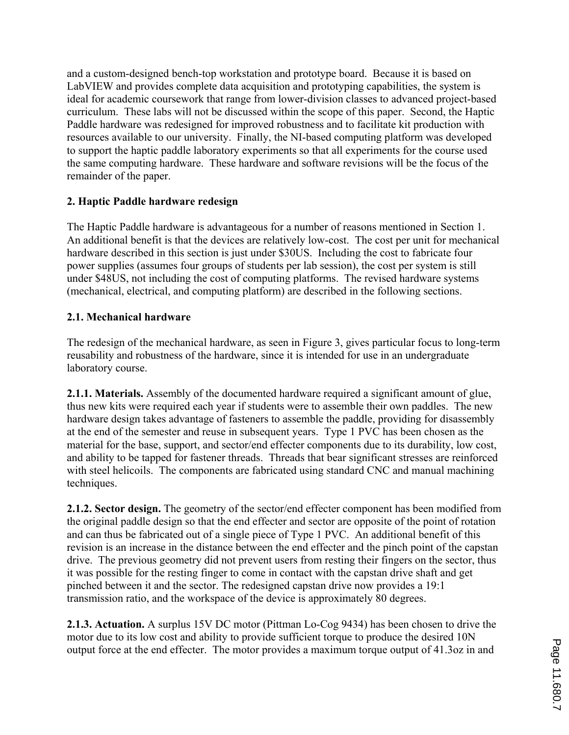and a custom-designed bench-top workstation and prototype board. Because it is based on LabVIEW and provides complete data acquisition and prototyping capabilities, the system is ideal for academic coursework that range from lower-division classes to advanced project-based curriculum. These labs will not be discussed within the scope of this paper. Second, the Haptic Paddle hardware was redesigned for improved robustness and to facilitate kit production with resources available to our university. Finally, the NI-based computing platform was developed to support the haptic paddle laboratory experiments so that all experiments for the course used the same computing hardware. These hardware and software revisions will be the focus of the remainder of the paper.

## 2. Haptic Paddle hardware redesign

The Haptic Paddle hardware is advantageous for a number of reasons mentioned in Section 1. An additional benefit is that the devices are relatively low-cost. The cost per unit for mechanical hardware described in this section is just under $30US. Including the cost to fabricate four power supplies (assumes four groups of students per lab session), the cost per system is still under $48US, not including the cost of computing platforms. The revised hardware systems (mechanical, electrical, and computing platform) are described in the following sections.

### 2.1. Mechanical hardware

The redesign of the mechanical hardware, as seen in Figure 3, gives particular focus to long-term reusability and robustness of the hardware, since it is intended for use in an undergraduate laboratory course.

**2.1.1. Materials.** Assembly of the documented hardware required a significant amount of glue, thus new kits were required each year if students were to assemble their own paddles. The new hardware design takes advantage of fasteners to assemble the paddle, providing for disassembly at the end of the semester and reuse in subsequent years. Type 1 PVC has been chosen as the material for the base, support, and sector/end effecter components due to its durability, low cost, and ability to be tapped for fastener threads. Threads that bear significant stresses are reinforced with steel helicoils. The components are fabricated using standard CNC and manual machining techniques.

**2.1.2. Sector design.** The geometry of the sector/end effecter component has been modified from the original paddle design so that the end effecter and sector are opposite of the point of rotation and can thus be fabricated out of a single piece of Type 1 PVC. An additional benefit of this revision is an increase in the distance between the end effecter and the pinch point of the capstan drive. The previous geometry did not prevent users from resting their fingers on the sector, thus it was possible for the resting finger to come in contact with the capstan drive shaft and get pinched between it and the sector. The redesigned capstan drive now provides a 19:1 transmission ratio, and the workspace of the device is approximately 80 degrees.

**2.1.3. Actuation.** A surplus 15V DC motor (Pittman Lo-Cog 9434) has been chosen to drive the motor due to its low cost and ability to provide sufficient torque to produce the desired 10N output force at the end effecter. The motor provides a maximum torque output of 41.3oz in and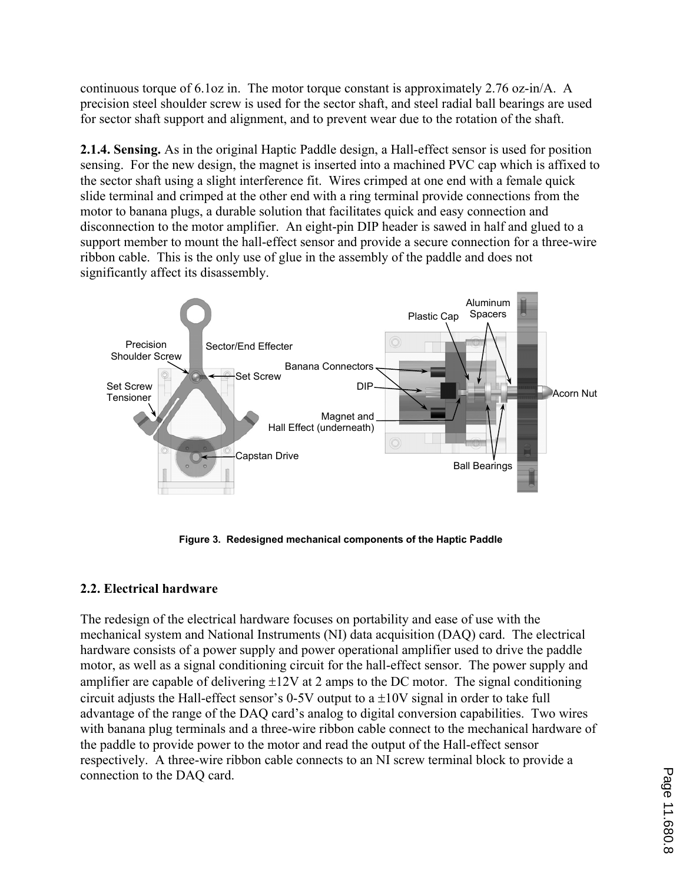continuous torque of 6.1oz in. The motor torque constant is approximately 2.76 oz-in/A. A precision steel shoulder screw is used for the sector shaft, and steel radial ball bearings are used for sector shaft support and alignment, and to prevent wear due to the rotation of the shaft.

**2.1.4. Sensing.** As in the original Haptic Paddle design, a Hall-effect sensor is used for position sensing. For the new design, the magnet is inserted into a machined PVC cap which is affixed to the sector shaft using a slight interference fit. Wires crimped at one end with a female quick slide terminal and crimped at the other end with a ring terminal provide connections from the motor to banana plugs, a durable solution that facilitates quick and easy connection and disconnection to the motor amplifier. An eight-pin DIP header is sawed in half and glued to a support member to mount the hall-effect sensor and provide a secure connection for a three-wire ribbon cable. This is the only use of glue in the assembly of the paddle and does not significantly affect its disassembly.

Figure 3. Redesigned mechanical components of the Haptic Paddle

## 2.2. Electrical hardware

The redesign of the electrical hardware focuses on portability and ease of use with the mechanical system and National Instruments (NI) data acquisition (DAQ) card. The electrical hardware consists of a power supply and power operational amplifier used to drive the paddle motor, as well as a signal conditioning circuit for the hall-effect sensor. The power supply and amplifier are capable of delivering ±12V at 2 amps to the DC motor. The signal conditioning circuit adjusts the Hall-effect sensor's 0-5V output to a ±10V signal in order to take full advantage of the range of the DAQ card's analog to digital conversion capabilities. Two wires with banana plug terminals and a three-wire ribbon cable connect to the mechanical hardware of the paddle to provide power to the motor and read the output of the Hall-effect sensor respectively. A three-wire ribbon cable connects to an NI screw terminal block to provide a connection to the DAQ card.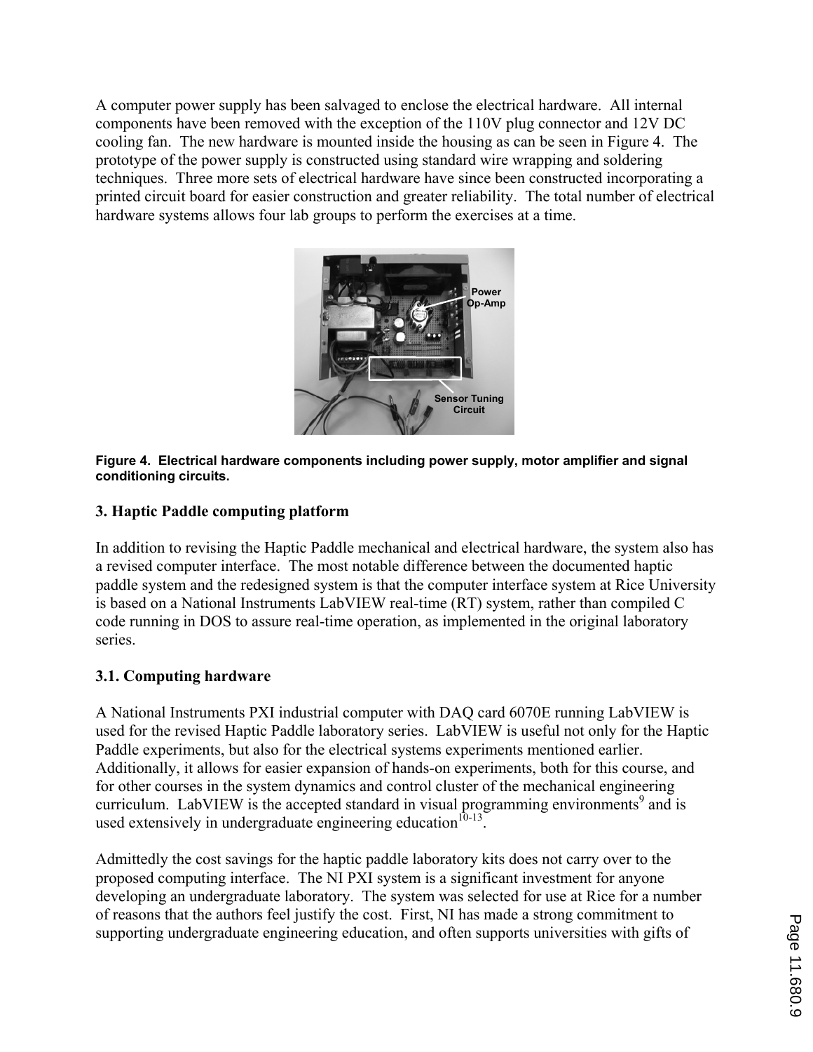A computer power supply has been salvaged to enclose the electrical hardware. All internal components have been removed with the exception of the 110V plug connector and 12V DC cooling fan. The new hardware is mounted inside the housing as can be seen in Figure 4. The prototype of the power supply is constructed using standard wire wrapping and soldering techniques. Three more sets of electrical hardware have since been constructed incorporating a printed circuit board for easier construction and greater reliability. The total number of electrical hardware systems allows four lab groups to perform the exercises at a time.

**Figure 4. Electrical hardware components including power supply, motor amplifier and signal conditioning circuits.**

## 3. Haptic Paddle computing platform

In addition to revising the Haptic Paddle mechanical and electrical hardware, the system also has a revised computer interface. The most notable difference between the documented haptic paddle system and the redesigned system is that the computer interface system at Rice University is based on a National Instruments LabVIEW real-time (RT) system, rather than compiled C code running in DOS to assure real-time operation, as implemented in the original laboratory series.

### 3.1. Computing hardware

A National Instruments PXI industrial computer with DAQ card 6070E running LabVIEW is used for the revised Haptic Paddle laboratory series. LabVIEW is useful not only for the Haptic Paddle experiments, but also for the electrical systems experiments mentioned earlier. Additionally, it allows for easier expansion of hands-on experiments, both for this course, and for other courses in the system dynamics and control cluster of the mechanical engineering curriculum. LabVIEW is the accepted standard in visual programming environments[9] and is used extensively in undergraduate engineering education[10-13].

Admittedly the cost savings for the haptic paddle laboratory kits does not carry over to the proposed computing interface. The NI PXI system is a significant investment for anyone developing an undergraduate laboratory. The system was selected for use at Rice for a number of reasons that the authors feel justify the cost. First, NI has made a strong commitment to supporting undergraduate engineering education, and often supports universities with gifts of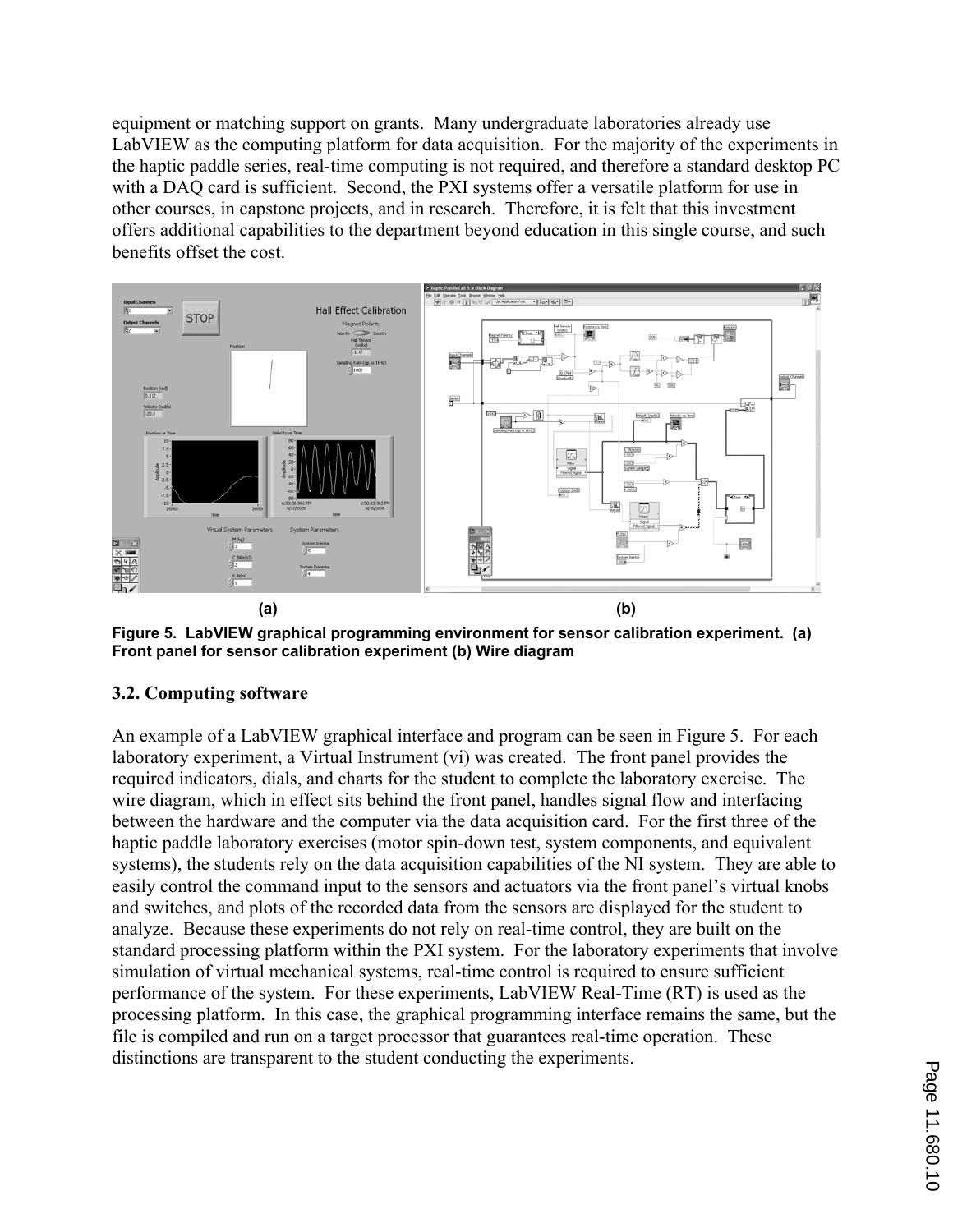equipment or matching support on grants. Many undergraduate laboratories already use LabVIEW as the computing platform for data acquisition. For the majority of the experiments in the haptic paddle series, real-time computing is not required, and therefore a standard desktop PC with a DAQ card is sufficient. Second, the PXI systems offer a versatile platform for use in other courses, in capstone projects, and in research. Therefore, it is felt that this investment offers additional capabilities to the department beyond education in this single course, and such benefits offset the cost.

(a) (b)

**Figure 5. LabVIEW graphical programming environment for sensor calibration experiment. (a) Front panel for sensor calibration experiment (b) Wire diagram**

### 3.2. Computing software

An example of a LabVIEW graphical interface and program can be seen in Figure 5. For each laboratory experiment, a Virtual Instrument (vi) was created. The front panel provides the required indicators, dials, and charts for the student to complete the laboratory exercise. The wire diagram, which in effect sits behind the front panel, handles signal flow and interfacing between the hardware and the computer via the data acquisition card. For the first three of the haptic paddle laboratory exercises (motor spin-down test, system components, and equivalent systems), the students rely on the data acquisition capabilities of the NI system. They are able to easily control the command input to the sensors and actuators via the front panel's virtual knobs and switches, and plots of the recorded data from the sensors are displayed for the student to analyze. Because these experiments do not rely on real-time control, they are built on the standard processing platform within the PXI system. For the laboratory experiments that involve simulation of virtual mechanical systems, real-time control is required to ensure sufficient performance of the system. For these experiments, LabVIEW Real-Time (RT) is used as the processing platform. In this case, the graphical programming interface remains the same, but the file is compiled and run on a target processor that guarantees real-time operation. These distinctions are transparent to the student conducting the experiments.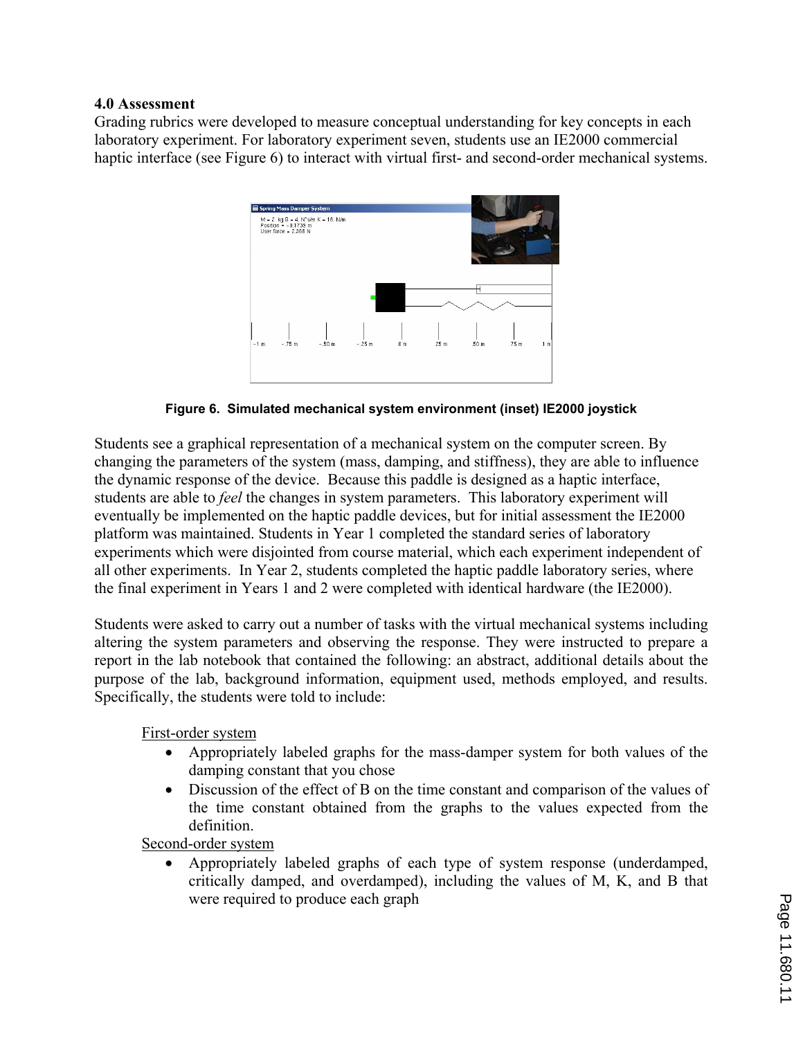### 4.0 Assessment

Grading rubrics were developed to measure conceptual understanding for key concepts in each laboratory experiment. For laboratory experiment seven, students use an IE2000 commercial haptic interface (see Figure 6) to interact with virtual first- and second-order mechanical systems.

**Figure 6. Simulated mechanical system environment (inset) IE2000 joystick**

Students see a graphical representation of a mechanical system on the computer screen. By changing the parameters of the system (mass, damping, and stiffness), they are able to influence the dynamic response of the device. Because this paddle is designed as a haptic interface, students are able to *feel* the changes in system parameters. This laboratory experiment will eventually be implemented on the haptic paddle devices, but for initial assessment the IE2000 platform was maintained. Students in Year 1 completed the standard series of laboratory experiments which were disjointed from course material, which each experiment independent of all other experiments. In Year 2, students completed the haptic paddle laboratory series, where the final experiment in Years 1 and 2 were completed with identical hardware (the IE2000).

Students were asked to carry out a number of tasks with the virtual mechanical systems including altering the system parameters and observing the response. They were instructed to prepare a report in the lab notebook that contained the following: an abstract, additional details about the purpose of the lab, background information, equipment used, methods employed, and results. Specifically, the students were told to include:

First-order system

- Appropriately labeled graphs for the mass-damper system for both values of the damping constant that you chose
- Discussion of the effect of B on the time constant and comparison of the values of the time constant obtained from the graphs to the values expected from the definition.

Second-order system

- Appropriately labeled graphs of each type of system response (underdamped, critically damped, and overdamped), including the values of M, K, and B that were required to produce each graph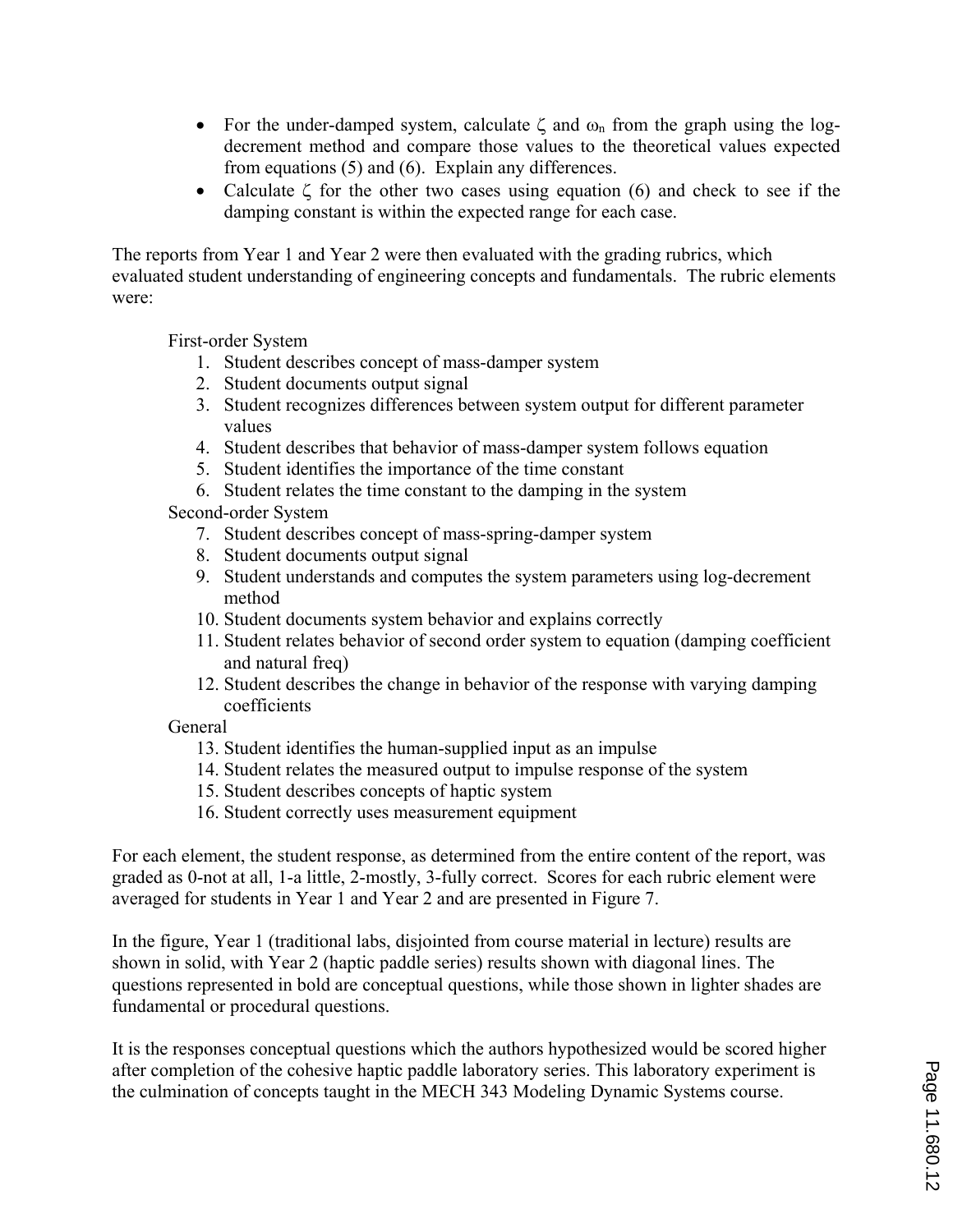- For the under-damped system, calculate $\zeta$ and $\omega_n$ from the graph using the log-decrement method and compare those values to the theoretical values expected from equations (5) and (6). Explain any differences.
- Calculate $\zeta$ for the other two cases using equation (6) and check to see if the damping constant is within the expected range for each case.

The reports from Year 1 and Year 2 were then evaluated with the grading rubrics, which evaluated student understanding of engineering concepts and fundamentals. The rubric elements were:

First-order System

1. Student describes concept of mass-damper system
2. Student documents output signal
3. Student recognizes differences between system output for different parameter values
4. Student describes that behavior of mass-damper system follows equation
5. Student identifies the importance of the time constant
6. Student relates the time constant to the damping in the system

Second-order System

7. Student describes concept of mass-spring-damper system
8. Student documents output signal
9. Student understands and computes the system parameters using log-decrement method
10. Student documents system behavior and explains correctly
11. Student relates behavior of second order system to equation (damping coefficient and natural freq)
12. Student describes the change in behavior of the response with varying damping coefficients

General

13. Student identifies the human-supplied input as an impulse
14. Student relates the measured output to impulse response of the system
15. Student describes concepts of haptic system
16. Student correctly uses measurement equipment

For each element, the student response, as determined from the entire content of the report, was graded as 0-not at all, 1-a little, 2-mostly, 3-fully correct. Scores for each rubric element were averaged for students in Year 1 and Year 2 and are presented in Figure 7.

In the figure, Year 1 (traditional labs, disjointed from course material in lecture) results are shown in solid, with Year 2 (haptic paddle series) results shown with diagonal lines. The questions represented in bold are conceptual questions, while those shown in lighter shades are fundamental or procedural questions.

It is the responses conceptual questions which the authors hypothesized would be scored higher after completion of the cohesive haptic paddle laboratory series. This laboratory experiment is the culmination of concepts taught in the MECH 343 Modeling Dynamic Systems course.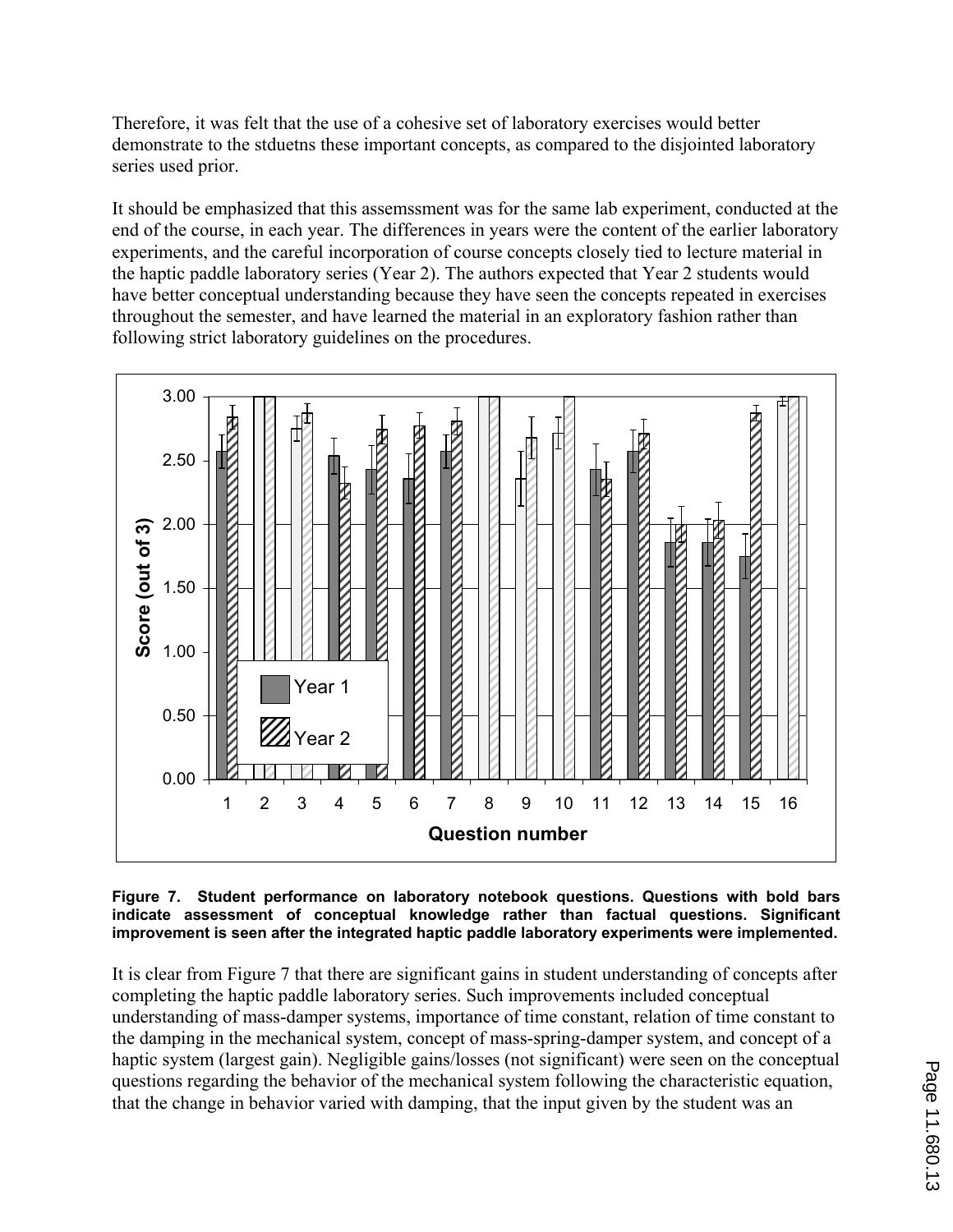Therefore, it was felt that the use of a cohesive set of laboratory exercises would better demonstrate to the stduetns these important concepts, as compared to the disjointed laboratory series used prior.

It should be emphasized that this assemssment was for the same lab experiment, conducted at the end of the course, in each year. The differences in years were the content of the earlier laboratory experiments, and the careful incorporation of course concepts closely tied to lecture material in the haptic paddle laboratory series (Year 2). The authors expected that Year 2 students would have better conceptual understanding because they have seen the concepts repeated in exercises throughout the semester, and have learned the material in an exploratory fashion rather than following strict laboratory guidelines on the procedures.

**Figure 7. Student performance on laboratory notebook questions. Questions with bold bars indicate assessment of conceptual knowledge rather than factual questions. Significant improvement is seen after the integrated haptic paddle laboratory experiments were implemented.**

It is clear from Figure 7 that there are significant gains in student understanding of concepts after completing the haptic paddle laboratory series. Such improvements included conceptual understanding of mass-damper systems, importance of time constant, relation of time constant to the damping in the mechanical system, concept of mass-spring-damper system, and concept of a haptic system (largest gain). Negligible gains/losses (not significant) were seen on the conceptual questions regarding the behavior of the mechanical system following the characteristic equation, that the change in behavior varied with damping, that the input given by the student was an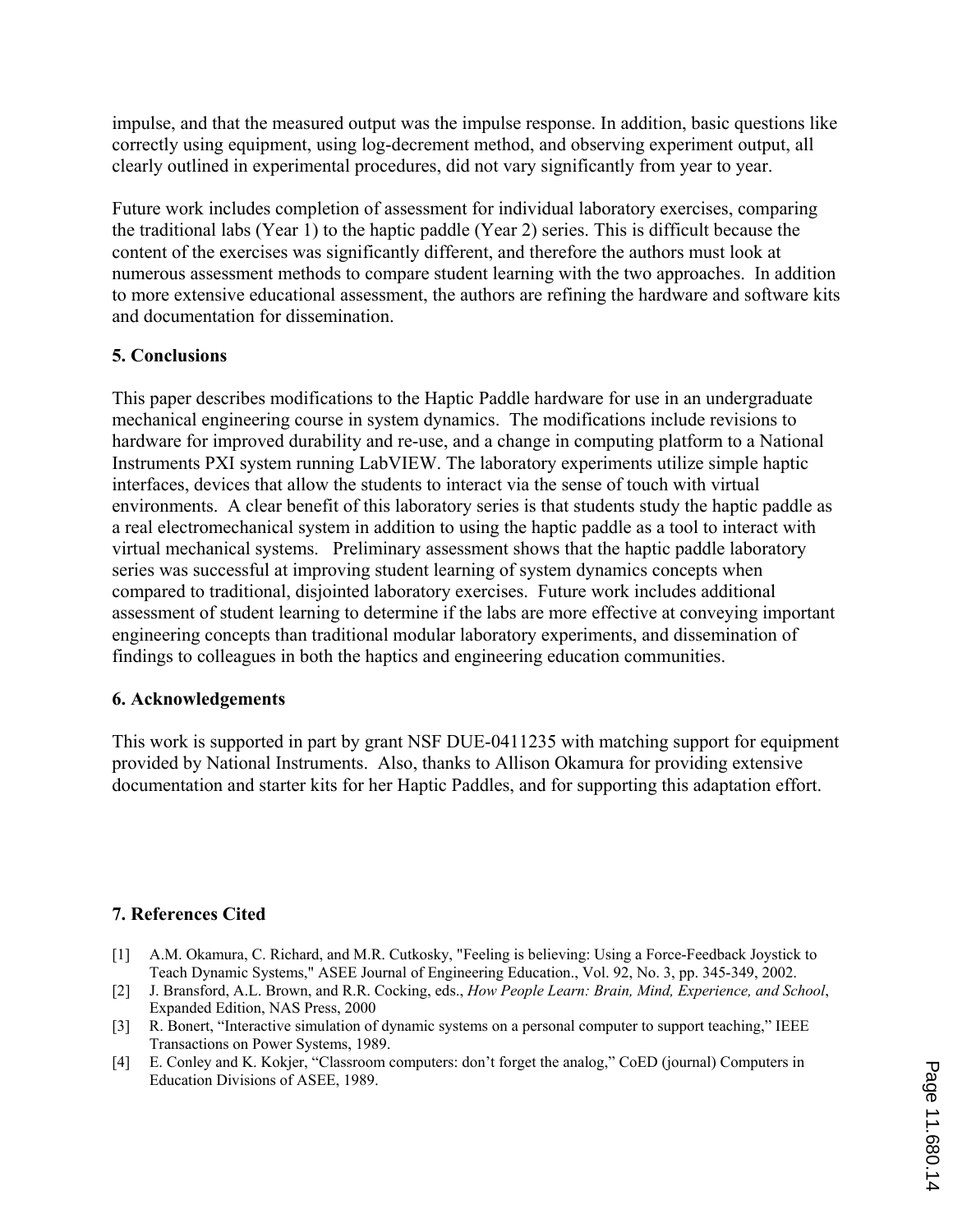impulse, and that the measured output was the impulse response. In addition, basic questions like correctly using equipment, using log-decrement method, and observing experiment output, all clearly outlined in experimental procedures, did not vary significantly from year to year.

Future work includes completion of assessment for individual laboratory exercises, comparing the traditional labs (Year 1) to the haptic paddle (Year 2) series. This is difficult because the content of the exercises was significantly different, and therefore the authors must look at numerous assessment methods to compare student learning with the two approaches. In addition to more extensive educational assessment, the authors are refining the hardware and software kits and documentation for dissemination.

## 5. Conclusions

This paper describes modifications to the Haptic Paddle hardware for use in an undergraduate mechanical engineering course in system dynamics. The modifications include revisions to hardware for improved durability and re-use, and a change in computing platform to a National Instruments PXI system running LabVIEW. The laboratory experiments utilize simple haptic interfaces, devices that allow the students to interact via the sense of touch with virtual environments. A clear benefit of this laboratory series is that students study the haptic paddle as a real electromechanical system in addition to using the haptic paddle as a tool to interact with virtual mechanical systems. Preliminary assessment shows that the haptic paddle laboratory series was successful at improving student learning of system dynamics concepts when compared to traditional, disjointed laboratory exercises. Future work includes additional assessment of student learning to determine if the labs are more effective at conveying important engineering concepts than traditional modular laboratory experiments, and dissemination of findings to colleagues in both the haptics and engineering education communities.

## 6. Acknowledgements

This work is supported in part by grant NSF DUE-0411235 with matching support for equipment provided by National Instruments. Also, thanks to Allison Okamura for providing extensive documentation and starter kits for her Haptic Paddles, and for supporting this adaptation effort.

## 7. References Cited

[1] A.M. Okamura, C. Richard, and M.R. Cutkosky, "Feeling is believing: Using a Force-Feedback Joystick to Teach Dynamic Systems," ASEE Journal of Engineering Education., Vol. 92, No. 3, pp. 345-349, 2002.

[2] J. Bransford, A.L. Brown, and R.R. Cocking, eds., *How People Learn: Brain, Mind, Experience, and School*, Expanded Edition, NAS Press, 2000

[3] R. Bonert, "Interactive simulation of dynamic systems on a personal computer to support teaching," IEEE Transactions on Power Systems, 1989.

[4] E. Conley and K. Kokjer, "Classroom computers: don't forget the analog," CoED (journal) Computers in Education Divisions of ASEE, 1989.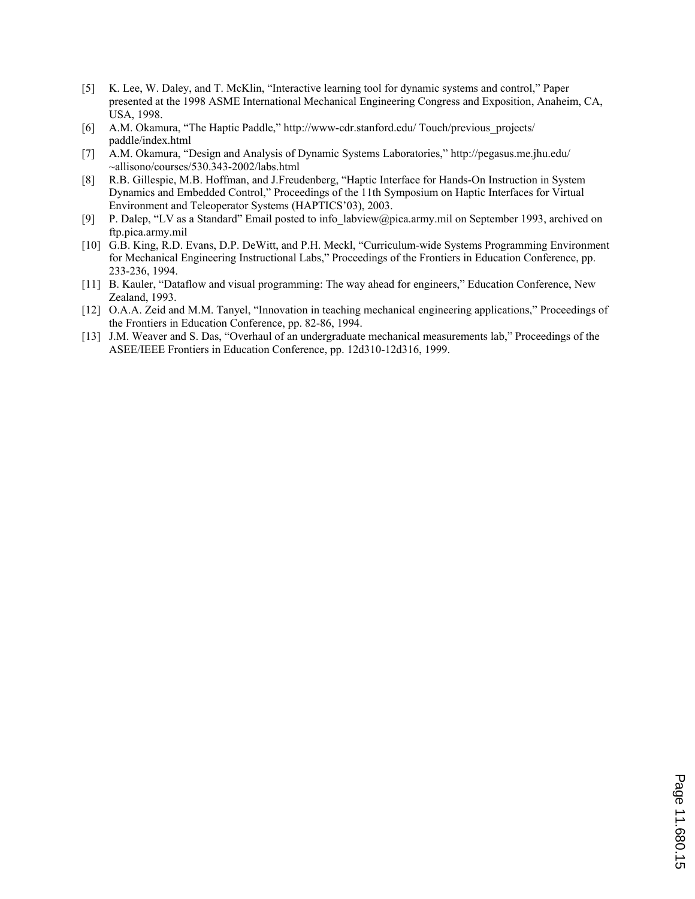[5] K. Lee, W. Daley, and T. McKlin, “Interactive learning tool for dynamic systems and control,” Paper presented at the 1998 ASME International Mechanical Engineering Congress and Exposition, Anaheim, CA, USA, 1998.

[6] A.M. Okamura, “The Haptic Paddle,” http://www-cdr.stanford.edu/ Touch/previous_projects/ paddle/index.html

[7] A.M. Okamura, “Design and Analysis of Dynamic Systems Laboratories,” http://pegasus.me.jhu.edu/ ~allisono/courses/530.343-2002/labs.html

[8] R.B. Gillespie, M.B. Hoffman, and J.Freudenberg, “Haptic Interface for Hands-On Instruction in System Dynamics and Embedded Control,” Proceedings of the 11th Symposium on Haptic Interfaces for Virtual Environment and Teleoperator Systems (HAPTICS’03), 2003.

[9] P. Dalep, “LV as a Standard” Email posted to info_labview@pica.army.mil on September 1993, archived on ftp.pica.army.mil

[10] G.B. King, R.D. Evans, D.P. DeWitt, and P.H. Meckl, “Curriculum-wide Systems Programming Environment for Mechanical Engineering Instructional Labs,” Proceedings of the Frontiers in Education Conference, pp. 233-236, 1994.

[11] B. Kauler, “Dataflow and visual programming: The way ahead for engineers,” Education Conference, New Zealand, 1993.

[12] O.A.A. Zeid and M.M. Tanyel, “Innovation in teaching mechanical engineering applications,” Proceedings of the Frontiers in Education Conference, pp. 82-86, 1994.

[13] J.M. Weaver and S. Das, “Overhaul of an undergraduate mechanical measurements lab,” Proceedings of the ASEE/IEEE Frontiers in Education Conference, pp. 12d310-12d316, 1999.